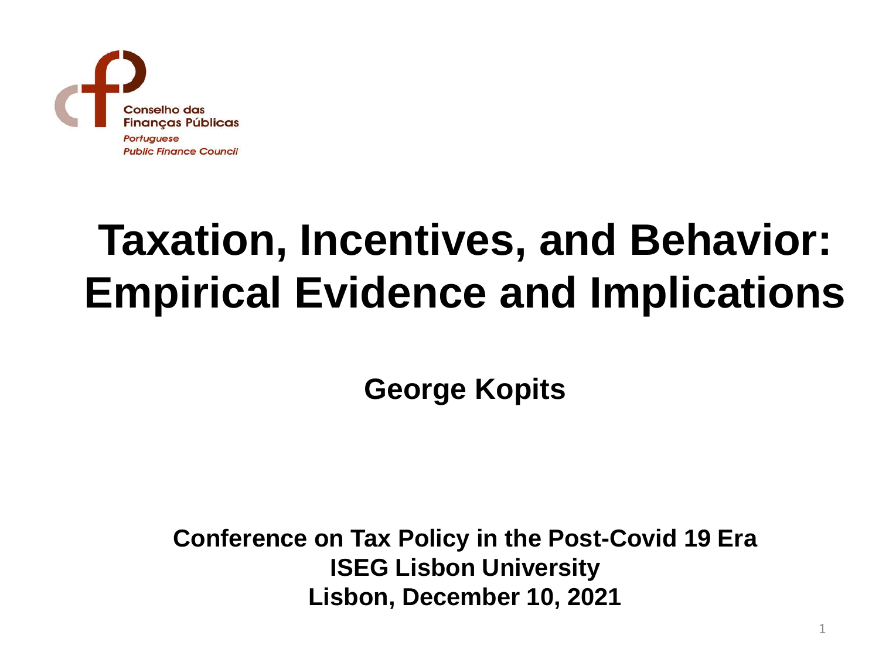Conselho das Finanças Públicas

*Portuguese Public Finance Council*

# Taxation, Incentives, and Behavior: Empirical Evidence and Implications

**George Kopits**

**Conference on Tax Policy in the Post-Covid 19 Era**
**ISEG Lisbon University**
**Lisbon, December 10, 2021**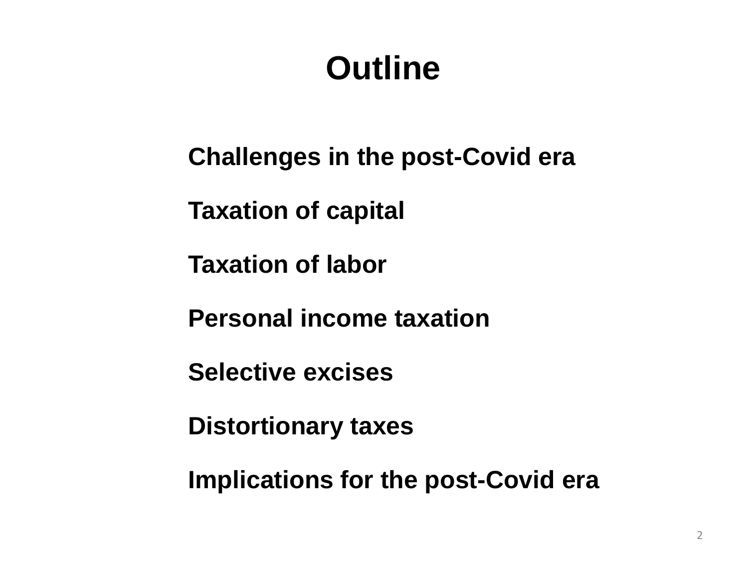# Outline

Challenges in the post-Covid era

Taxation of capital

Taxation of labor

Personal income taxation

Selective excises

Distortionary taxes

Implications for the post-Covid era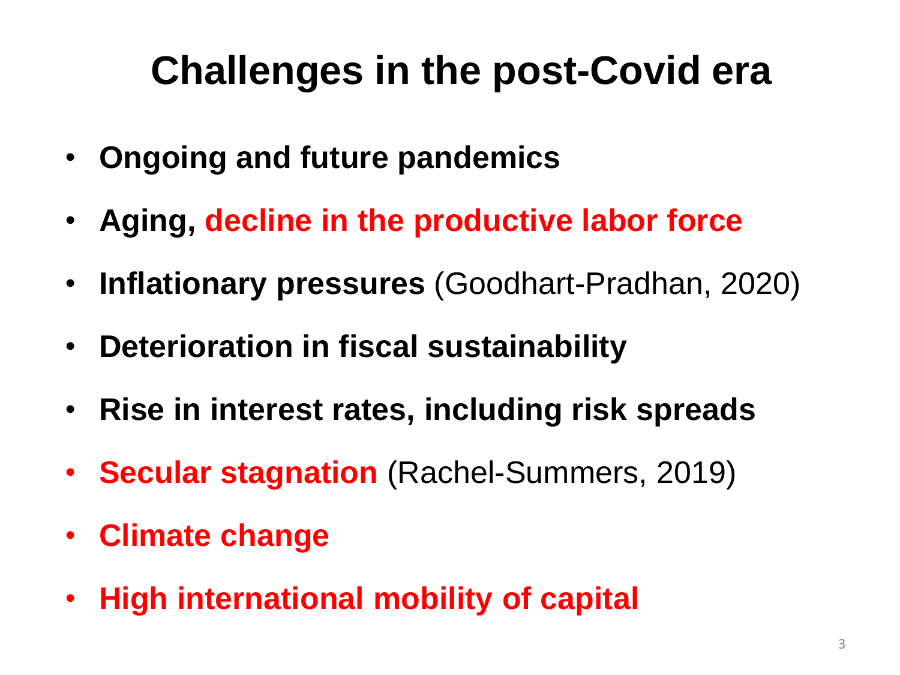# Challenges in the post-Covid era

- **Ongoing and future pandemics**
- **Aging, decline in the productive labor force**
- **Inflationary pressures** (Goodhart-Pradhan, 2020)
- **Deterioration in fiscal sustainability**
- **Rise in interest rates, including risk spreads**
- **Secular stagnation** (Rachel-Summers, 2019)
- **Climate change**
- **High international mobility of capital**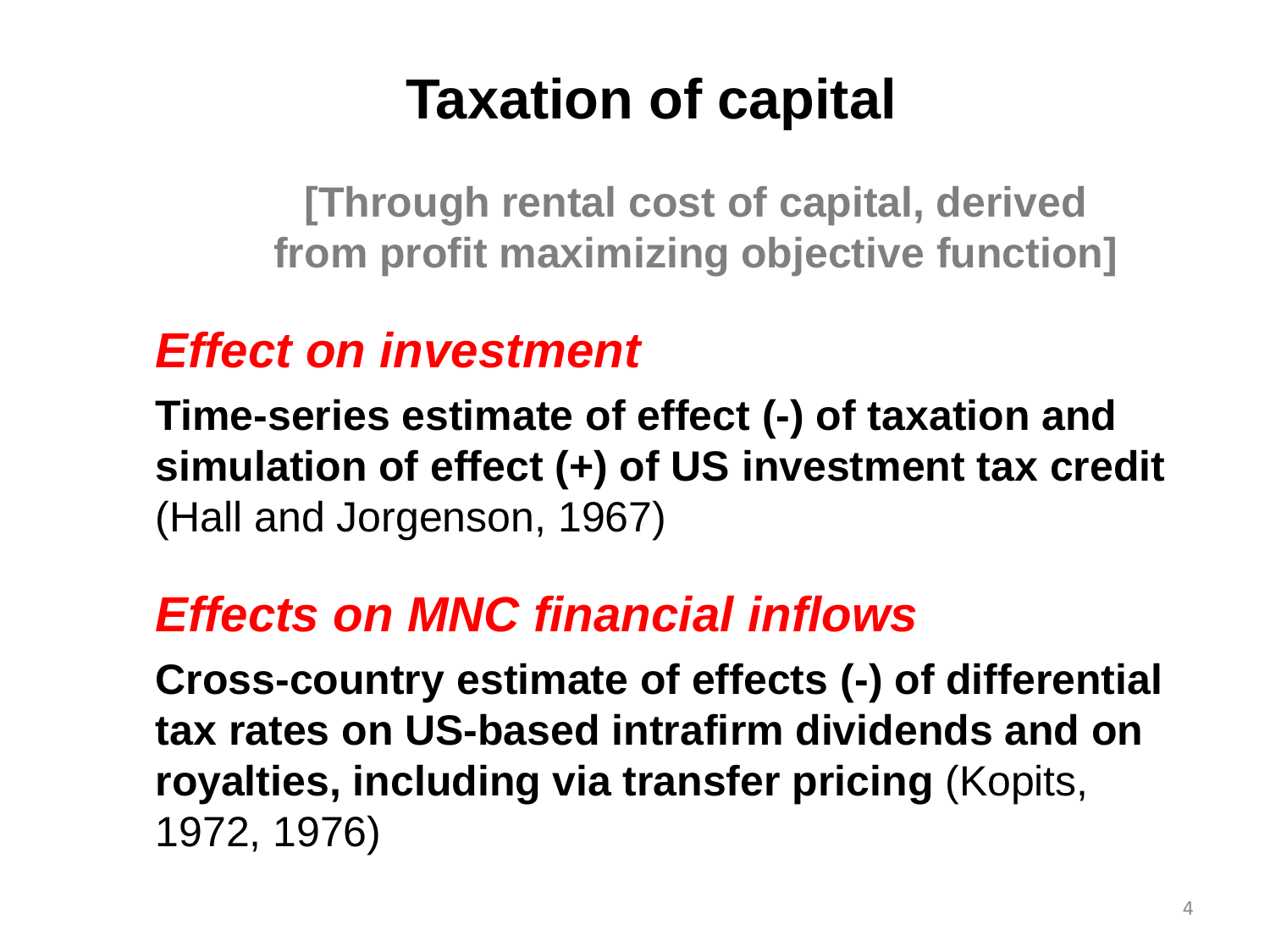# Taxation of capital

**[Through rental cost of capital, derived from profit maximizing objective function]**

## *Effect on investment*

**Time-series estimate of effect (-) of taxation and simulation of effect (+) of US investment tax credit** (Hall and Jorgenson, 1967)

## *Effects on MNC financial inflows*

**Cross-country estimate of effects (-) of differential tax rates on US-based intrafirm dividends and on royalties, including via transfer pricing** (Kopits, 1972, 1976)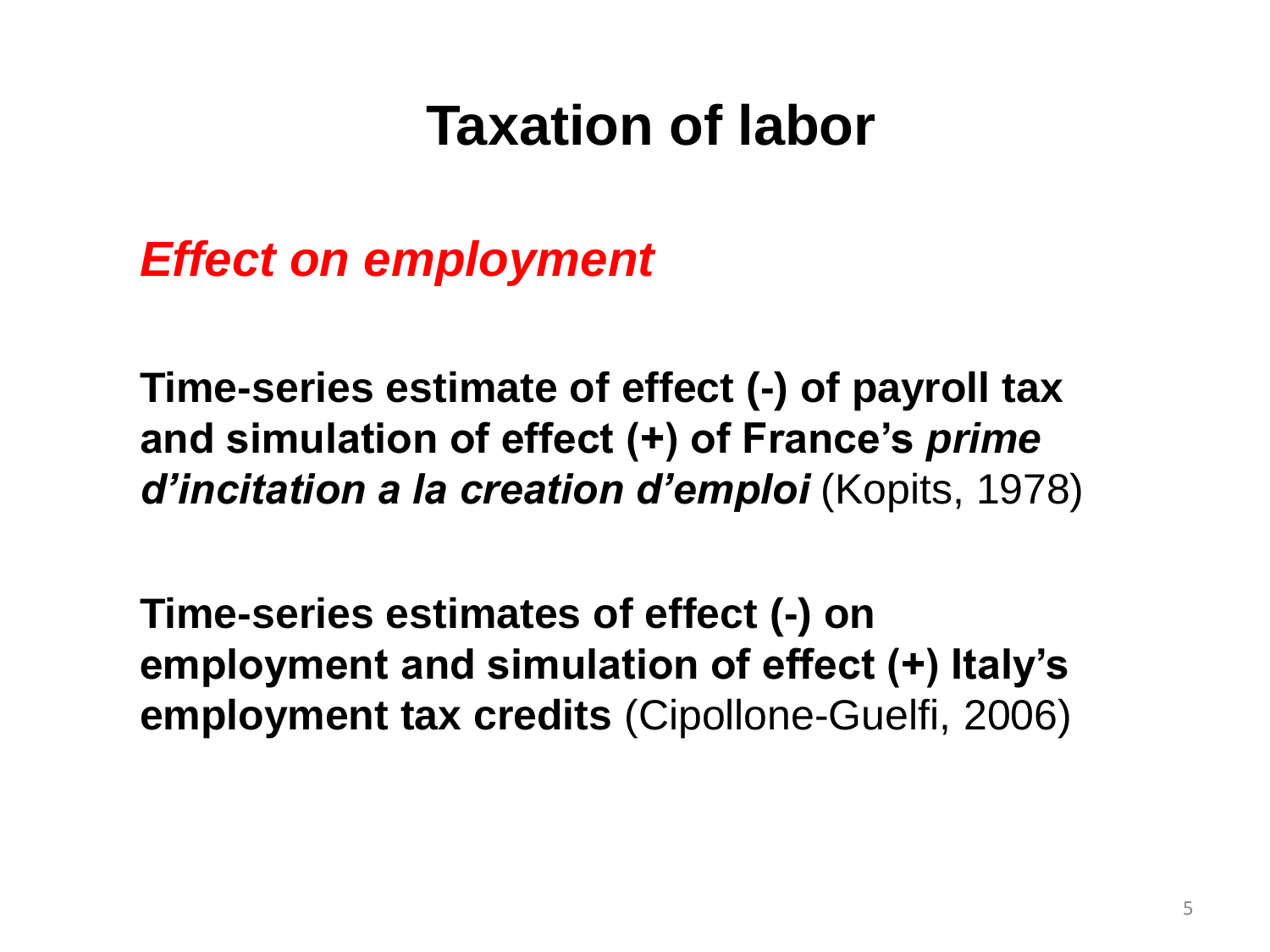# Taxation of labor

## *Effect on employment*

**Time-series estimate of effect (-) of payroll tax and simulation of effect (+) of France's *prime d'incitation a la creation d'emploi*** (Kopits, 1978)

**Time-series estimates of effect (-) on employment and simulation of effect (+) Italy's employment tax credits** (Cipollone-Guelfi, 2006)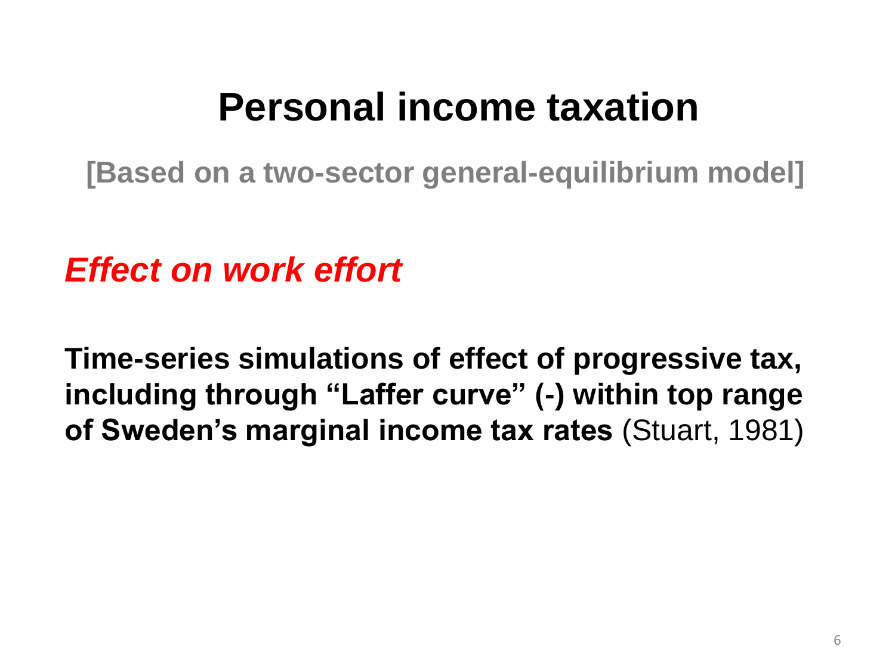# Personal income taxation

**[Based on a two-sector general-equilibrium model]**

***Effect on work effort***

**Time-series simulations of effect of progressive tax, including through "Laffer curve" (-) within top range of Sweden's marginal income tax rates** (Stuart, 1981)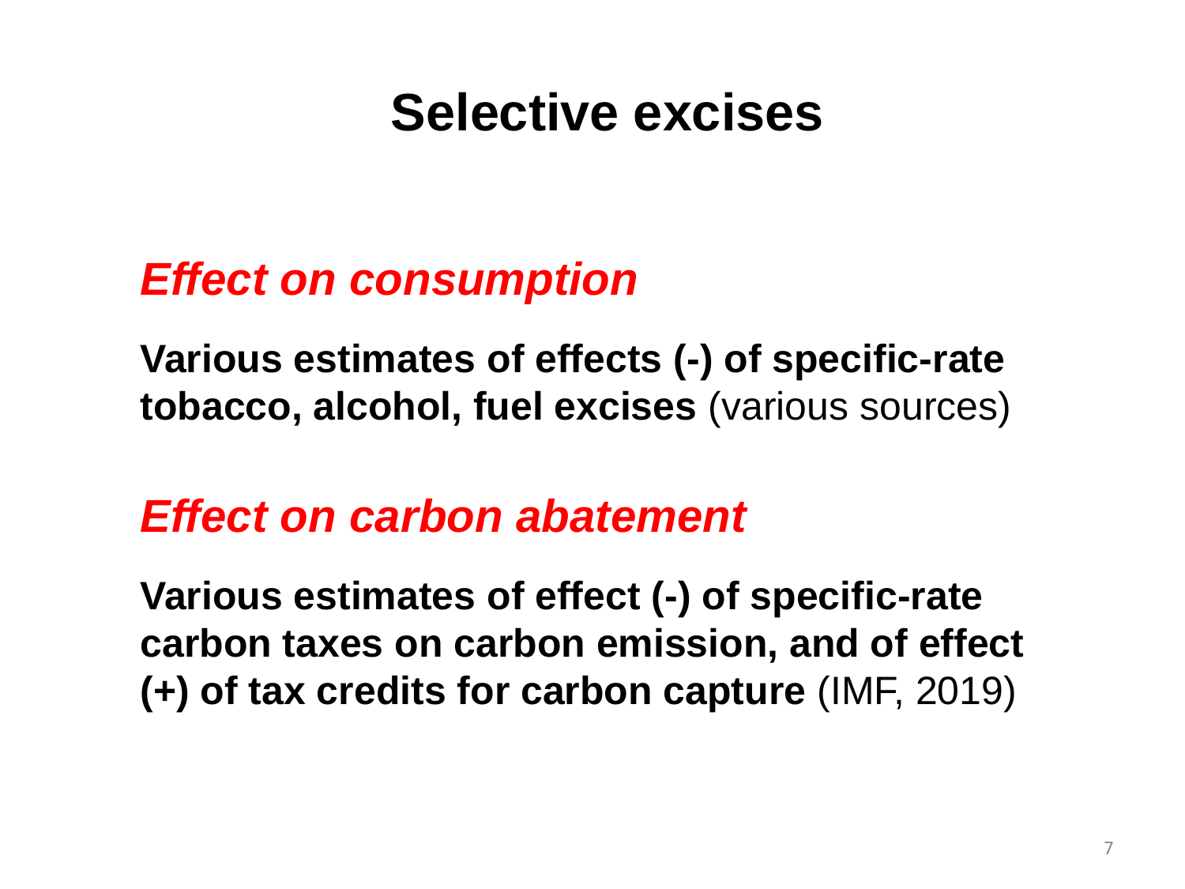# Selective excises

## *Effect on consumption*

**Various estimates of effects (-) of specific-rate tobacco, alcohol, fuel excises** (various sources)

## *Effect on carbon abatement*

**Various estimates of effect (-) of specific-rate carbon taxes on carbon emission, and of effect (+) of tax credits for carbon capture** (IMF, 2019)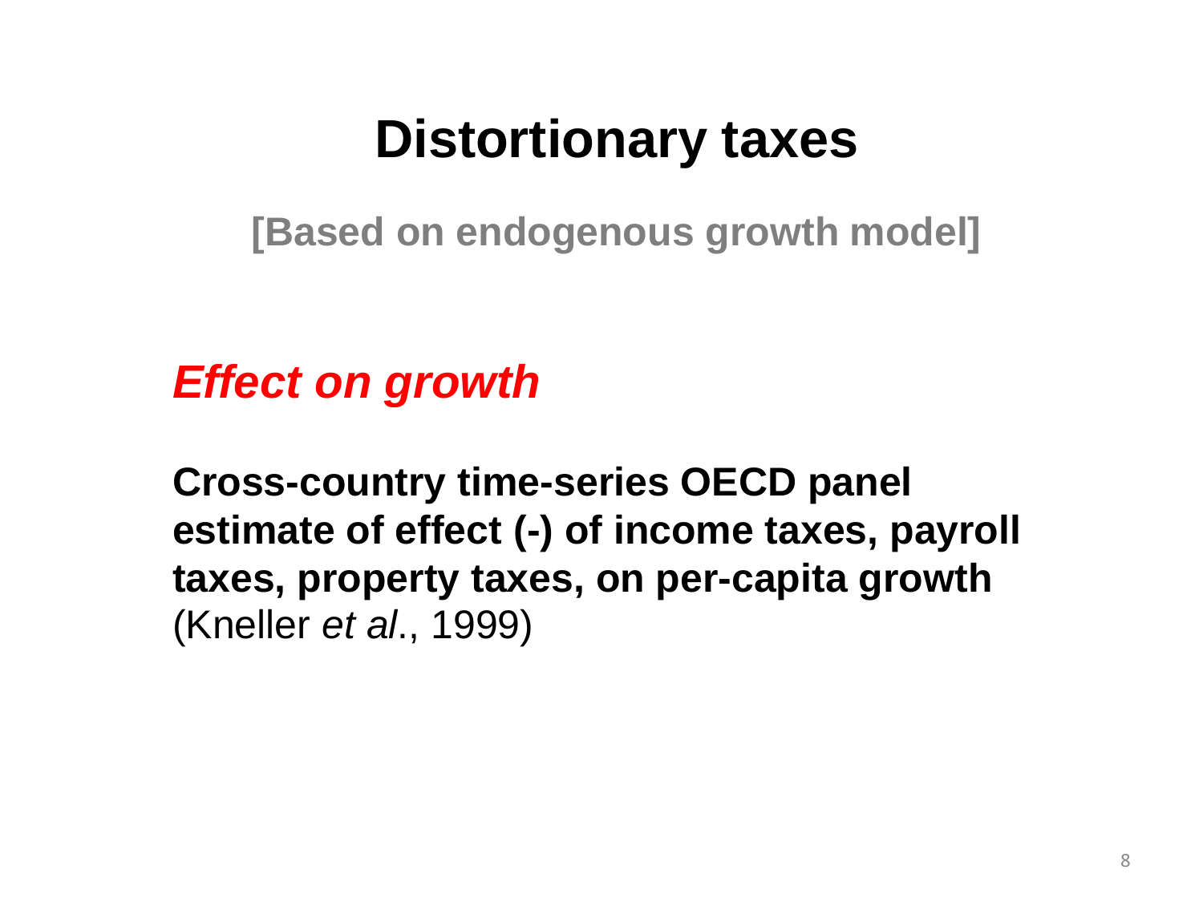# Distortionary taxes

**[Based on endogenous growth model]**

***Effect on growth***

**Cross-country time-series OECD panel estimate of effect (-) of income taxes, payroll taxes, property taxes, on per-capita growth** (Kneller *et al*., 1999)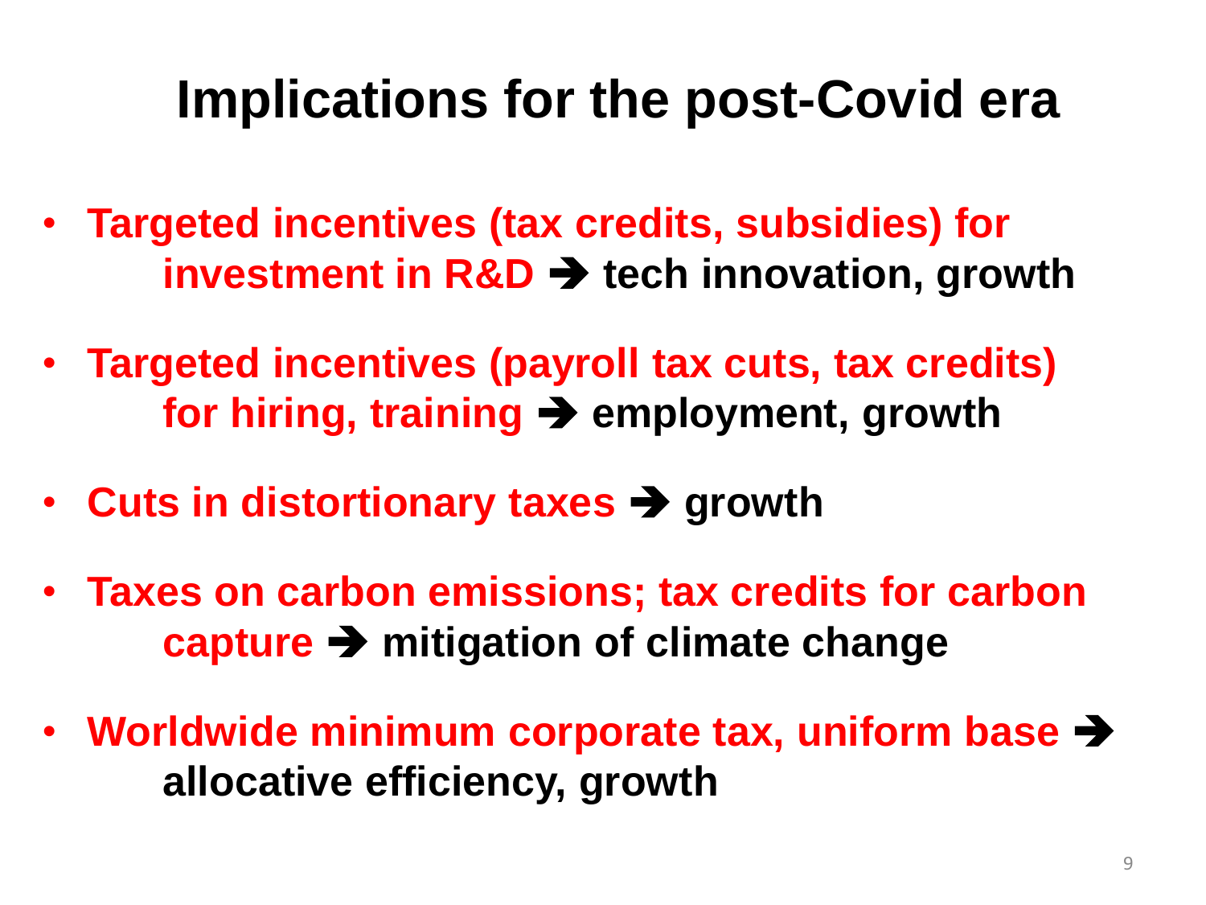# Implications for the post-Covid era

- **Targeted incentives (tax credits, subsidies) for investment in R&D ➔ tech innovation, growth**
- **Targeted incentives (payroll tax cuts, tax credits) for hiring, training ➔ employment, growth**
- **Cuts in distortionary taxes ➔ growth**
- **Taxes on carbon emissions; tax credits for carbon capture ➔ mitigation of climate change**
- **Worldwide minimum corporate tax, uniform base ➔ allocative efficiency, growth**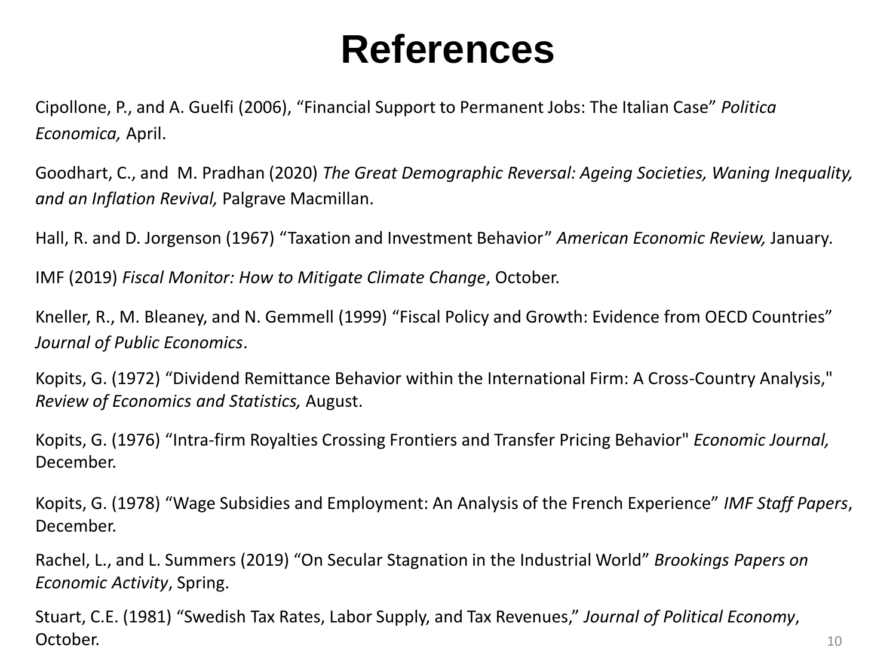# References

Cipollone, P., and A. Guelfi (2006), “Financial Support to Permanent Jobs: The Italian Case” *Politica Economica,* April.

Goodhart, C., and M. Pradhan (2020) *The Great Demographic Reversal: Ageing Societies, Waning Inequality, and an Inflation Revival,* Palgrave Macmillan.

Hall, R. and D. Jorgenson (1967) “Taxation and Investment Behavior” *American Economic Review,* January.

IMF (2019) *Fiscal Monitor: How to Mitigate Climate Change*, October.

Kneller, R., M. Bleaney, and N. Gemmell (1999) “Fiscal Policy and Growth: Evidence from OECD Countries” *Journal of Public Economics*.

Kopits, G. (1972) “Dividend Remittance Behavior within the International Firm: A Cross-Country Analysis," *Review of Economics and Statistics,* August.

Kopits, G. (1976) “Intra-firm Royalties Crossing Frontiers and Transfer Pricing Behavior" *Economic Journal,* December.

Kopits, G. (1978) “Wage Subsidies and Employment: An Analysis of the French Experience” *IMF Staff Papers*, December.

Rachel, L., and L. Summers (2019) “On Secular Stagnation in the Industrial World” *Brookings Papers on Economic Activity*, Spring.

Stuart, C.E. (1981) “Swedish Tax Rates, Labor Supply, and Tax Revenues,” *Journal of Political Economy*, October.